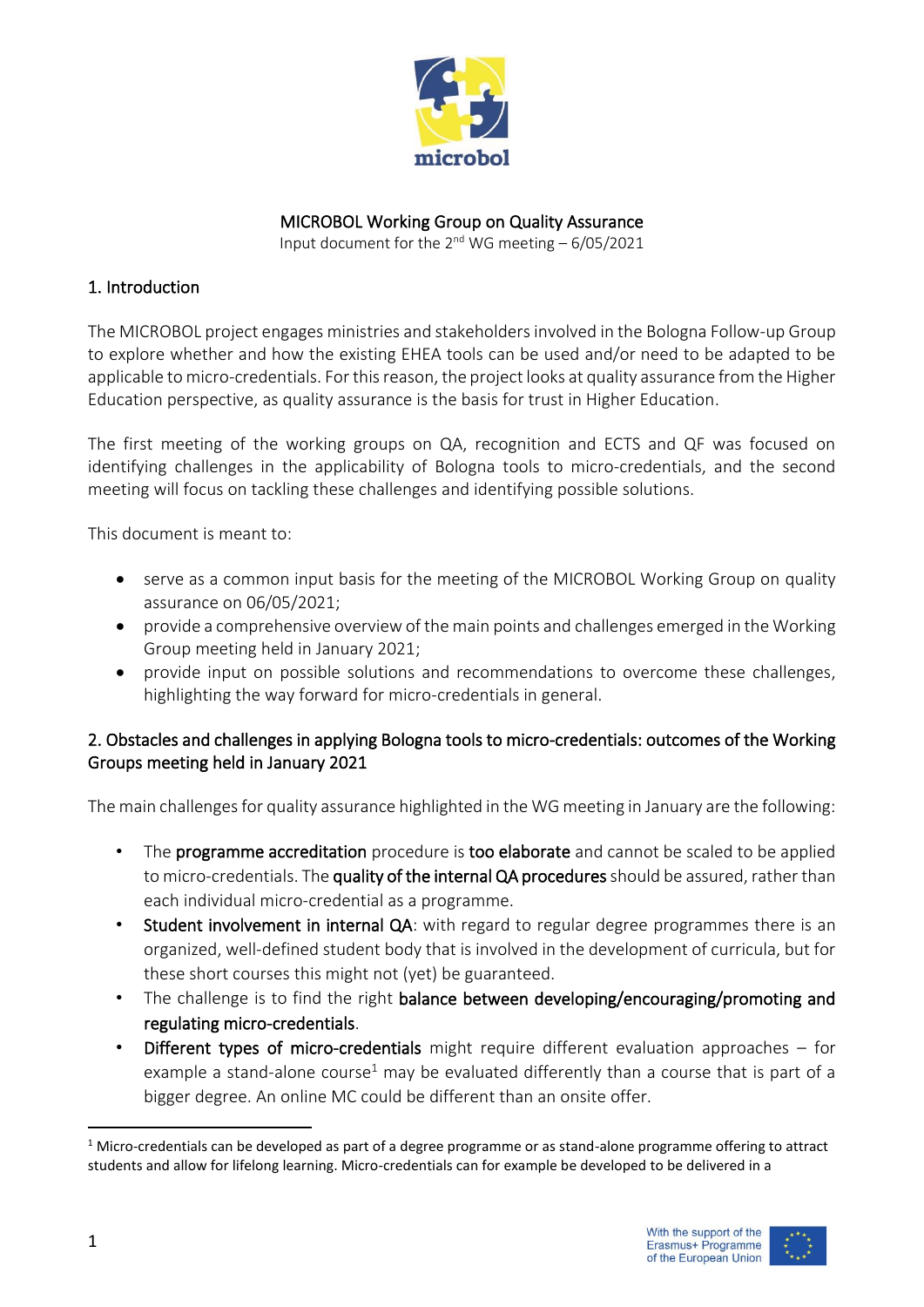microbol

MICROBOL Working Group on Quality Assurance

Input document for the 2nd WG meeting – 6/05/2021

## 1. Introduction

The MICROBOL project engages ministries and stakeholders involved in the Bologna Follow-up Group to explore whether and how the existing EHEA tools can be used and/or need to be adapted to be applicable to micro-credentials. For this reason, the project looks at quality assurance from the Higher Education perspective, as quality assurance is the basis for trust in Higher Education.

The first meeting of the working groups on QA, recognition and ECTS and QF was focused on identifying challenges in the applicability of Bologna tools to micro-credentials, and the second meeting will focus on tackling these challenges and identifying possible solutions.

This document is meant to:

- serve as a common input basis for the meeting of the MICROBOL Working Group on quality assurance on 06/05/2021;
- provide a comprehensive overview of the main points and challenges emerged in the Working Group meeting held in January 2021;
- provide input on possible solutions and recommendations to overcome these challenges, highlighting the way forward for micro-credentials in general.

## 2. Obstacles and challenges in applying Bologna tools to micro-credentials: outcomes of the Working Groups meeting held in January 2021

The main challenges for quality assurance highlighted in the WG meeting in January are the following:

- The **programme accreditation** procedure is **too elaborate** and cannot be scaled to be applied to micro-credentials. The **quality of the internal QA procedures** should be assured, rather than each individual micro-credential as a programme.
- **Student involvement in internal QA**: with regard to regular degree programmes there is an organized, well-defined student body that is involved in the development of curricula, but for these short courses this might not (yet) be guaranteed.
- The challenge is to find the right **balance between developing/encouraging/promoting and regulating micro-credentials**.
- **Different types of micro-credentials** might require different evaluation approaches – for example a stand-alone course[1] may be evaluated differently than a course that is part of a bigger degree. An online MC could be different than an onsite offer.

[1] Micro-credentials can be developed as part of a degree programme or as stand-alone programme offering to attract students and allow for lifelong learning. Micro-credentials can for example be developed to be delivered in a

With the support of the Erasmus+ Programme of the European Union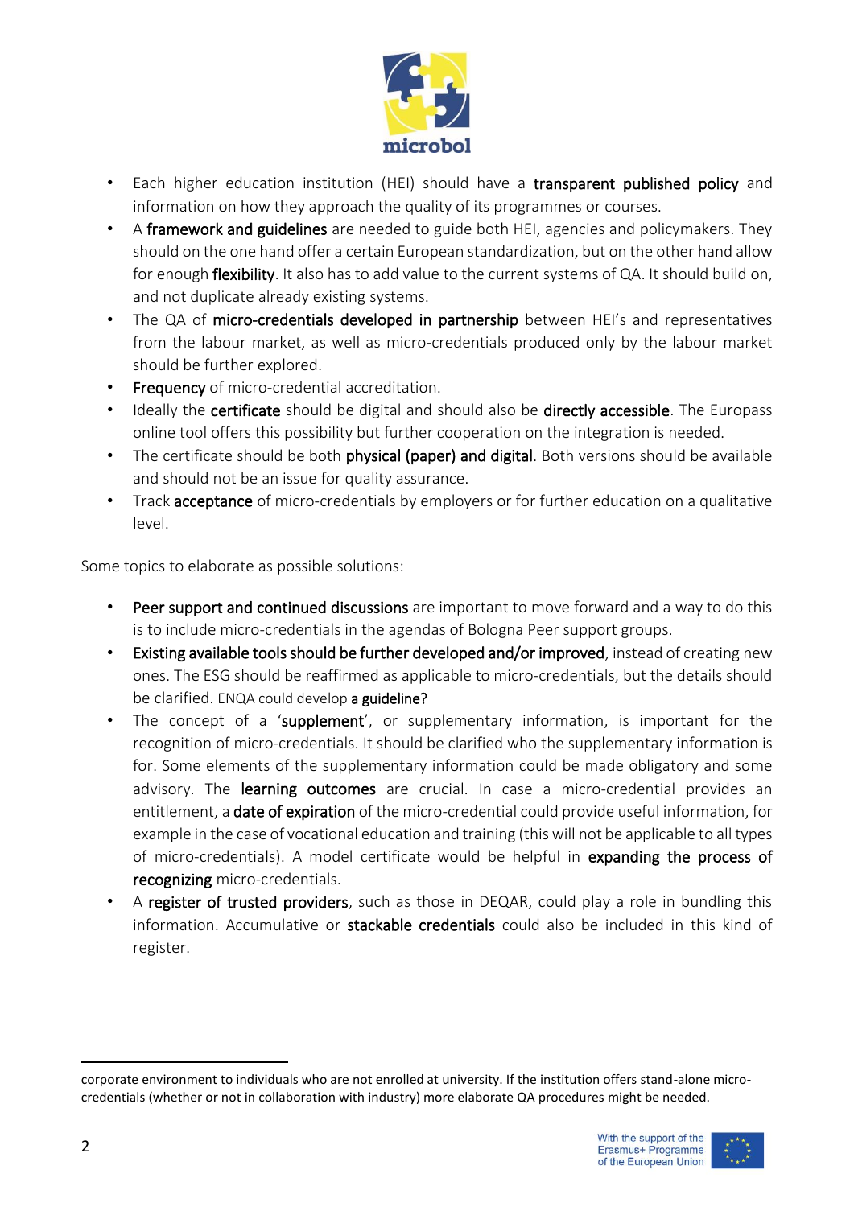- Each higher education institution (HEI) should have a **transparent published policy** and information on how they approach the quality of its programmes or courses.
- A **framework and guidelines** are needed to guide both HEI, agencies and policymakers. They should on the one hand offer a certain European standardization, but on the other hand allow for enough **flexibility**. It also has to add value to the current systems of QA. It should build on, and not duplicate already existing systems.
- The QA of **micro-credentials developed in partnership** between HEI's and representatives from the labour market, as well as micro-credentials produced only by the labour market should be further explored.
- **Frequency** of micro-credential accreditation.
- Ideally the **certificate** should be digital and should also be **directly accessible**. The Europass online tool offers this possibility but further cooperation on the integration is needed.
- The certificate should be both **physical (paper) and digital**. Both versions should be available and should not be an issue for quality assurance.
- Track **acceptance** of micro-credentials by employers or for further education on a qualitative level.

Some topics to elaborate as possible solutions:

- **Peer support and continued discussions** are important to move forward and a way to do this is to include micro-credentials in the agendas of Bologna Peer support groups.
- **Existing available tools should be further developed and/or improved**, instead of creating new ones. The ESG should be reaffirmed as applicable to micro-credentials, but the details should be clarified. ENQA could develop **a guideline?**
- The concept of a '**supplement**', or supplementary information, is important for the recognition of micro-credentials. It should be clarified who the supplementary information is for. Some elements of the supplementary information could be made obligatory and some advisory. The **learning outcomes** are crucial. In case a micro-credential provides an entitlement, a **date of expiration** of the micro-credential could provide useful information, for example in the case of vocational education and training (this will not be applicable to all types of micro-credentials). A model certificate would be helpful in **expanding the process of recognizing** micro-credentials.
- A **register of trusted providers**, such as those in DEQAR, could play a role in bundling this information. Accumulative or **stackable credentials** could also be included in this kind of register.

---

corporate environment to individuals who are not enrolled at university. If the institution offers stand-alone micro-credentials (whether or not in collaboration with industry) more elaborate QA procedures might be needed.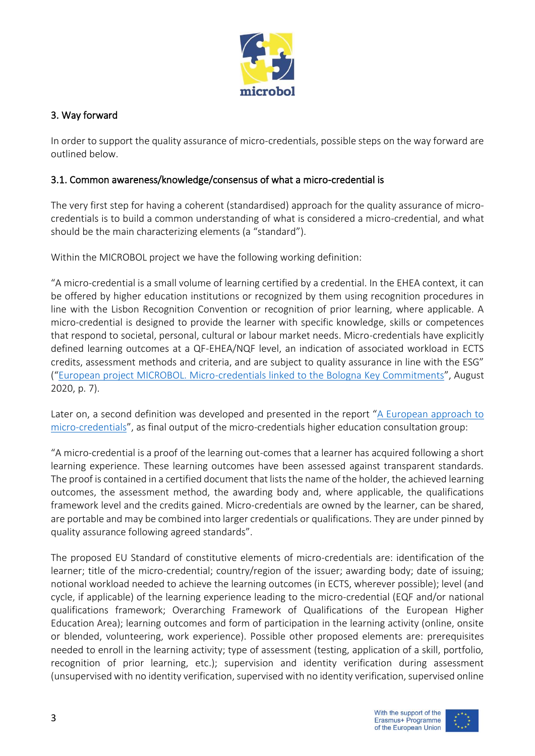## 3. Way forward

In order to support the quality assurance of micro-credentials, possible steps on the way forward are outlined below.

### 3.1. Common awareness/knowledge/consensus of what a micro-credential is

The very first step for having a coherent (standardised) approach for the quality assurance of micro-credentials is to build a common understanding of what is considered a micro-credential, and what should be the main characterizing elements (a "standard").

Within the MICROBOL project we have the following working definition:

"A micro-credential is a small volume of learning certified by a credential. In the EHEA context, it can be offered by higher education institutions or recognized by them using recognition procedures in line with the Lisbon Recognition Convention or recognition of prior learning, where applicable. A micro-credential is designed to provide the learner with specific knowledge, skills or competences that respond to societal, personal, cultural or labour market needs. Micro-credentials have explicitly defined learning outcomes at a QF-EHEA/NQF level, an indication of associated workload in ECTS credits, assessment methods and criteria, and are subject to quality assurance in line with the ESG" ("European project MICROBOL. Micro-credentials linked to the Bologna Key Commitments", August 2020, p. 7).

Later on, a second definition was developed and presented in the report "A European approach to micro-credentials", as final output of the micro-credentials higher education consultation group:

"A micro-credential is a proof of the learning out-comes that a learner has acquired following a short learning experience. These learning outcomes have been assessed against transparent standards. The proof is contained in a certified document that lists the name of the holder, the achieved learning outcomes, the assessment method, the awarding body and, where applicable, the qualifications framework level and the credits gained. Micro-credentials are owned by the learner, can be shared, are portable and may be combined into larger credentials or qualifications. They are under pinned by quality assurance following agreed standards".

The proposed EU Standard of constitutive elements of micro-credentials are: identification of the learner; title of the micro-credential; country/region of the issuer; awarding body; date of issuing; notional workload needed to achieve the learning outcomes (in ECTS, wherever possible); level (and cycle, if applicable) of the learning experience leading to the micro-credential (EQF and/or national qualifications framework; Overarching Framework of Qualifications of the European Higher Education Area); learning outcomes and form of participation in the learning activity (online, onsite or blended, volunteering, work experience). Possible other proposed elements are: prerequisites needed to enroll in the learning activity; type of assessment (testing, application of a skill, portfolio, recognition of prior learning, etc.); supervision and identity verification during assessment (unsupervised with no identity verification, supervised with no identity verification, supervised online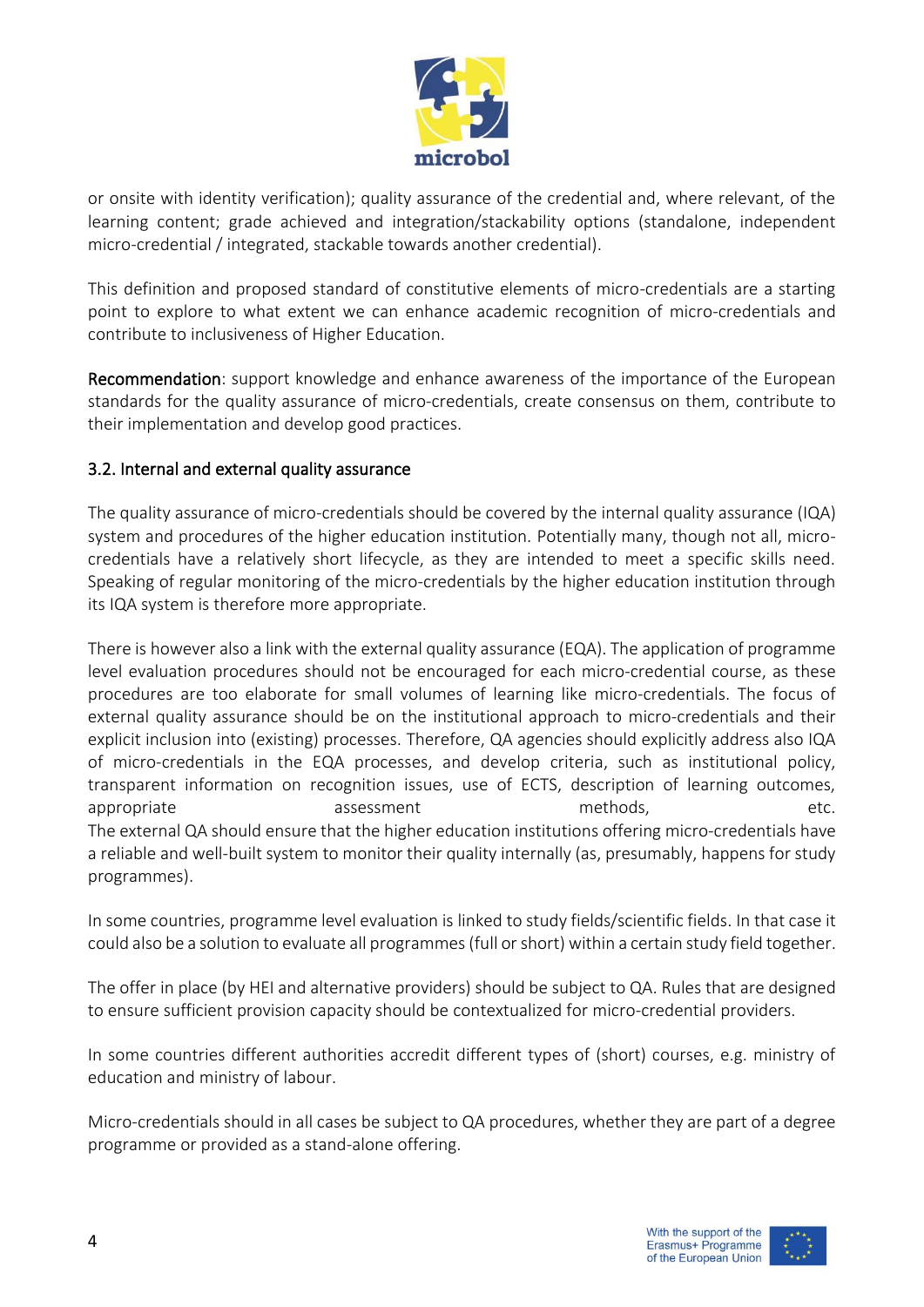or onsite with identity verification); quality assurance of the credential and, where relevant, of the learning content; grade achieved and integration/stackability options (standalone, independent micro-credential / integrated, stackable towards another credential).

This definition and proposed standard of constitutive elements of micro-credentials are a starting point to explore to what extent we can enhance academic recognition of micro-credentials and contribute to inclusiveness of Higher Education.

**Recommendation**: support knowledge and enhance awareness of the importance of the European standards for the quality assurance of micro-credentials, create consensus on them, contribute to their implementation and develop good practices.

### 3.2. Internal and external quality assurance

The quality assurance of micro-credentials should be covered by the internal quality assurance (IQA) system and procedures of the higher education institution. Potentially many, though not all, micro-credentials have a relatively short lifecycle, as they are intended to meet a specific skills need. Speaking of regular monitoring of the micro-credentials by the higher education institution through its IQA system is therefore more appropriate.

There is however also a link with the external quality assurance (EQA). The application of programme level evaluation procedures should not be encouraged for each micro-credential course, as these procedures are too elaborate for small volumes of learning like micro-credentials. The focus of external quality assurance should be on the institutional approach to micro-credentials and their explicit inclusion into (existing) processes. Therefore, QA agencies should explicitly address also IQA of micro-credentials in the EQA processes, and develop criteria, such as institutional policy, transparent information on recognition issues, use of ECTS, description of learning outcomes, appropriate assessment methods, etc.
The external QA should ensure that the higher education institutions offering micro-credentials have a reliable and well-built system to monitor their quality internally (as, presumably, happens for study programmes).

In some countries, programme level evaluation is linked to study fields/scientific fields. In that case it could also be a solution to evaluate all programmes (full or short) within a certain study field together.

The offer in place (by HEI and alternative providers) should be subject to QA. Rules that are designed to ensure sufficient provision capacity should be contextualized for micro-credential providers.

In some countries different authorities accredit different types of (short) courses, e.g. ministry of education and ministry of labour.

Micro-credentials should in all cases be subject to QA procedures, whether they are part of a degree programme or provided as a stand-alone offering.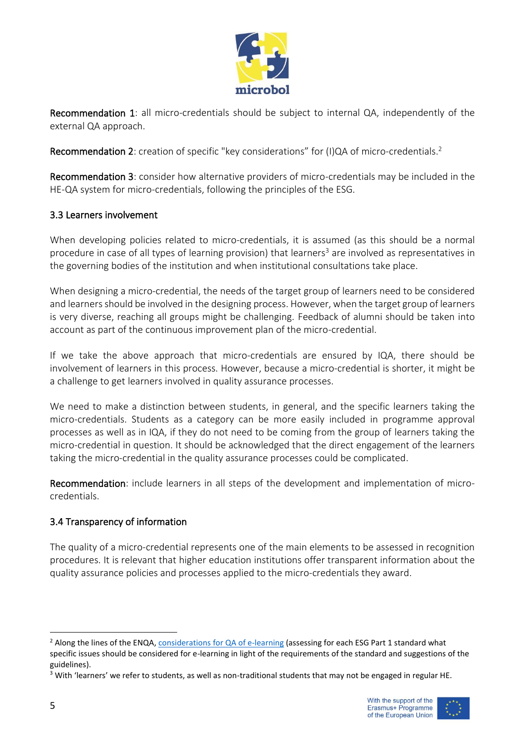**Recommendation 1**: all micro-credentials should be subject to internal QA, independently of the external QA approach.

**Recommendation 2**: creation of specific "key considerations" for (I)QA of micro-credentials.[2]

**Recommendation 3**: consider how alternative providers of micro-credentials may be included in the HE-QA system for micro-credentials, following the principles of the ESG.

### 3.3 Learners involvement

When developing policies related to micro-credentials, it is assumed (as this should be a normal procedure in case of all types of learning provision) that learners[3] are involved as representatives in the governing bodies of the institution and when institutional consultations take place.

When designing a micro-credential, the needs of the target group of learners need to be considered and learners should be involved in the designing process. However, when the target group of learners is very diverse, reaching all groups might be challenging. Feedback of alumni should be taken into account as part of the continuous improvement plan of the micro-credential.

If we take the above approach that micro-credentials are ensured by IQA, there should be involvement of learners in this process. However, because a micro-credential is shorter, it might be a challenge to get learners involved in quality assurance processes.

We need to make a distinction between students, in general, and the specific learners taking the micro-credentials. Students as a category can be more easily included in programme approval processes as well as in IQA, if they do not need to be coming from the group of learners taking the micro-credential in question. It should be acknowledged that the direct engagement of the learners taking the micro-credential in the quality assurance processes could be complicated.

**Recommendation**: include learners in all steps of the development and implementation of micro-credentials.

### 3.4 Transparency of information

The quality of a micro-credential represents one of the main elements to be assessed in recognition procedures. It is relevant that higher education institutions offer transparent information about the quality assurance policies and processes applied to the micro-credentials they award.

---

[2] Along the lines of the ENQA, considerations for QA of e-learning (assessing for each ESG Part 1 standard what specific issues should be considered for e-learning in light of the requirements of the standard and suggestions of the guidelines).

[3] With 'learners' we refer to students, as well as non-traditional students that may not be engaged in regular HE.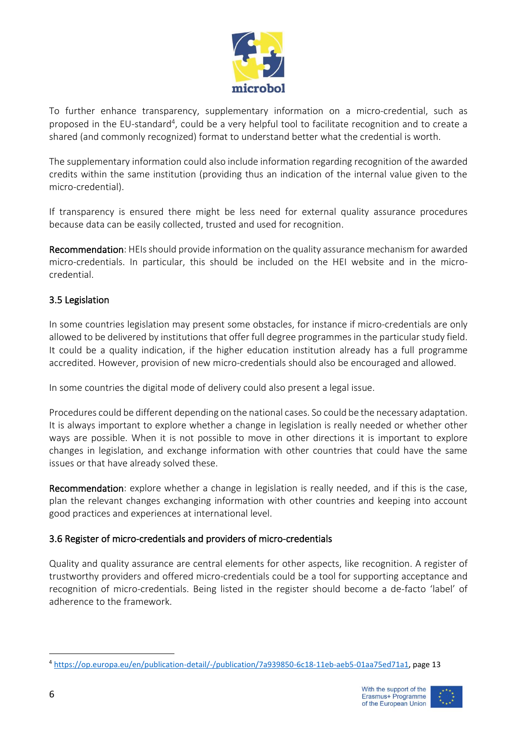To further enhance transparency, supplementary information on a micro-credential, such as proposed in the EU-standard[4], could be a very helpful tool to facilitate recognition and to create a shared (and commonly recognized) format to understand better what the credential is worth.

The supplementary information could also include information regarding recognition of the awarded credits within the same institution (providing thus an indication of the internal value given to the micro-credential).

If transparency is ensured there might be less need for external quality assurance procedures because data can be easily collected, trusted and used for recognition.

**Recommendation**: HEIs should provide information on the quality assurance mechanism for awarded micro-credentials. In particular, this should be included on the HEI website and in the micro-credential.

### 3.5 Legislation

In some countries legislation may present some obstacles, for instance if micro-credentials are only allowed to be delivered by institutions that offer full degree programmes in the particular study field. It could be a quality indication, if the higher education institution already has a full programme accredited. However, provision of new micro-credentials should also be encouraged and allowed.

In some countries the digital mode of delivery could also present a legal issue.

Procedures could be different depending on the national cases. So could be the necessary adaptation. It is always important to explore whether a change in legislation is really needed or whether other ways are possible. When it is not possible to move in other directions it is important to explore changes in legislation, and exchange information with other countries that could have the same issues or that have already solved these.

**Recommendation**: explore whether a change in legislation is really needed, and if this is the case, plan the relevant changes exchanging information with other countries and keeping into account good practices and experiences at international level.

### 3.6 Register of micro-credentials and providers of micro-credentials

Quality and quality assurance are central elements for other aspects, like recognition. A register of trustworthy providers and offered micro-credentials could be a tool for supporting acceptance and recognition of micro-credentials. Being listed in the register should become a de-facto 'label' of adherence to the framework.

---

[4] https://op.europa.eu/en/publication-detail/-/publication/7a939850-6c18-11eb-aeb5-01aa75ed71a1, page 13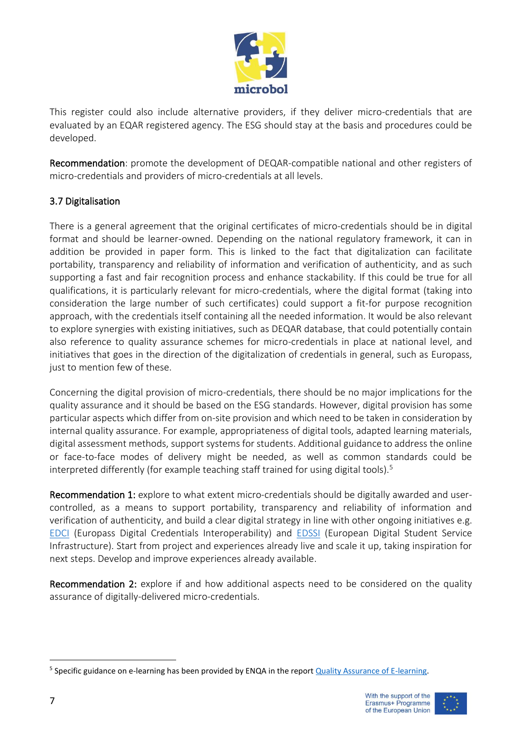This register could also include alternative providers, if they deliver micro-credentials that are evaluated by an EQAR registered agency. The ESG should stay at the basis and procedures could be developed.

**Recommendation**: promote the development of DEQAR-compatible national and other registers of micro-credentials and providers of micro-credentials at all levels.

### 3.7 Digitalisation

There is a general agreement that the original certificates of micro-credentials should be in digital format and should be learner-owned. Depending on the national regulatory framework, it can in addition be provided in paper form. This is linked to the fact that digitalization can facilitate portability, transparency and reliability of information and verification of authenticity, and as such supporting a fast and fair recognition process and enhance stackability. If this could be true for all qualifications, it is particularly relevant for micro-credentials, where the digital format (taking into consideration the large number of such certificates) could support a fit-for purpose recognition approach, with the credentials itself containing all the needed information. It would be also relevant to explore synergies with existing initiatives, such as DEQAR database, that could potentially contain also reference to quality assurance schemes for micro-credentials in place at national level, and initiatives that goes in the direction of the digitalization of credentials in general, such as Europass, just to mention few of these.

Concerning the digital provision of micro-credentials, there should be no major implications for the quality assurance and it should be based on the ESG standards. However, digital provision has some particular aspects which differ from on-site provision and which need to be taken in consideration by internal quality assurance. For example, appropriateness of digital tools, adapted learning materials, digital assessment methods, support systems for students. Additional guidance to address the online or face-to-face modes of delivery might be needed, as well as common standards could be interpreted differently (for example teaching staff trained for using digital tools).[5]

**Recommendation 1:** explore to what extent micro-credentials should be digitally awarded and user-controlled, as a means to support portability, transparency and reliability of information and verification of authenticity, and build a clear digital strategy in line with other ongoing initiatives e.g. EDCI (Europass Digital Credentials Interoperability) and EDSSI (European Digital Student Service Infrastructure). Start from project and experiences already live and scale it up, taking inspiration for next steps. Develop and improve experiences already available.

**Recommendation 2:** explore if and how additional aspects need to be considered on the quality assurance of digitally-delivered micro-credentials.

[5] Specific guidance on e-learning has been provided by ENQA in the report Quality Assurance of E-learning.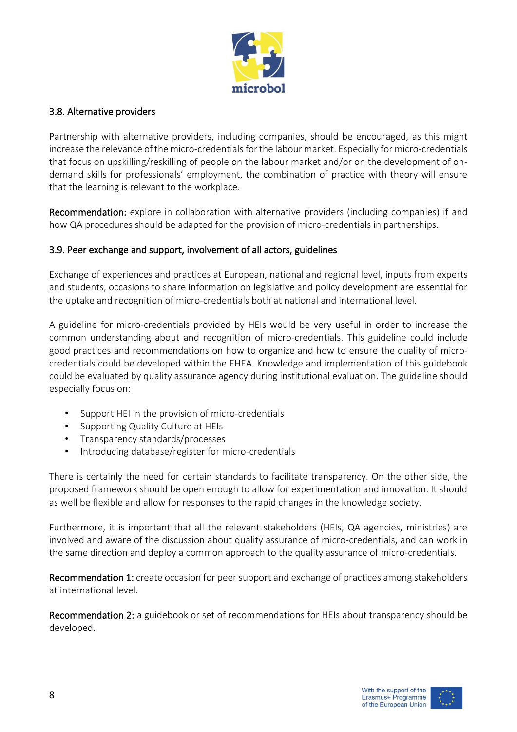### 3.8. Alternative providers

Partnership with alternative providers, including companies, should be encouraged, as this might increase the relevance of the micro-credentials for the labour market. Especially for micro-credentials that focus on upskilling/reskilling of people on the labour market and/or on the development of on-demand skills for professionals' employment, the combination of practice with theory will ensure that the learning is relevant to the workplace.

**Recommendation:** explore in collaboration with alternative providers (including companies) if and how QA procedures should be adapted for the provision of micro-credentials in partnerships.

### 3.9. Peer exchange and support, involvement of all actors, guidelines

Exchange of experiences and practices at European, national and regional level, inputs from experts and students, occasions to share information on legislative and policy development are essential for the uptake and recognition of micro-credentials both at national and international level.

A guideline for micro-credentials provided by HEIs would be very useful in order to increase the common understanding about and recognition of micro-credentials. This guideline could include good practices and recommendations on how to organize and how to ensure the quality of micro-credentials could be developed within the EHEA. Knowledge and implementation of this guidebook could be evaluated by quality assurance agency during institutional evaluation. The guideline should especially focus on:

- Support HEI in the provision of micro-credentials
- Supporting Quality Culture at HEIs
- Transparency standards/processes
- Introducing database/register for micro-credentials

There is certainly the need for certain standards to facilitate transparency. On the other side, the proposed framework should be open enough to allow for experimentation and innovation. It should as well be flexible and allow for responses to the rapid changes in the knowledge society.

Furthermore, it is important that all the relevant stakeholders (HEIs, QA agencies, ministries) are involved and aware of the discussion about quality assurance of micro-credentials, and can work in the same direction and deploy a common approach to the quality assurance of micro-credentials.

**Recommendation 1:** create occasion for peer support and exchange of practices among stakeholders at international level.

**Recommendation 2:** a guidebook or set of recommendations for HEIs about transparency should be developed.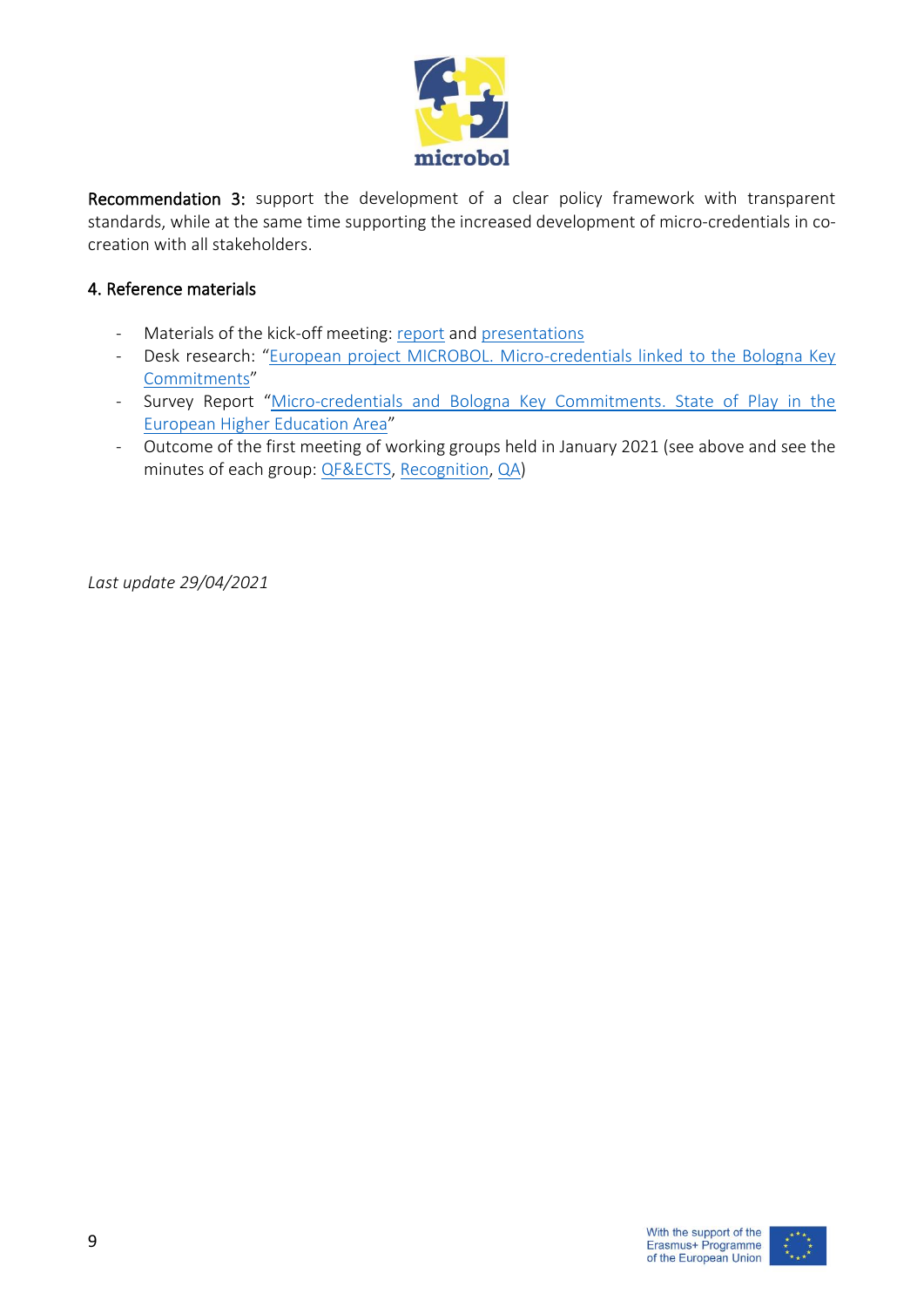**Recommendation 3:** support the development of a clear policy framework with transparent standards, while at the same time supporting the increased development of micro-credentials in co-creation with all stakeholders.

## 4. Reference materials

- Materials of the kick-off meeting: report and presentations
- Desk research: "European project MICROBOL. Micro-credentials linked to the Bologna Key Commitments"
- Survey Report "Micro-credentials and Bologna Key Commitments. State of Play in the European Higher Education Area"
- Outcome of the first meeting of working groups held in January 2021 (see above and see the minutes of each group: QF&ECTS, Recognition, QA)

*Last update 29/04/2021*

With the support of the Erasmus+ Programme of the European Union